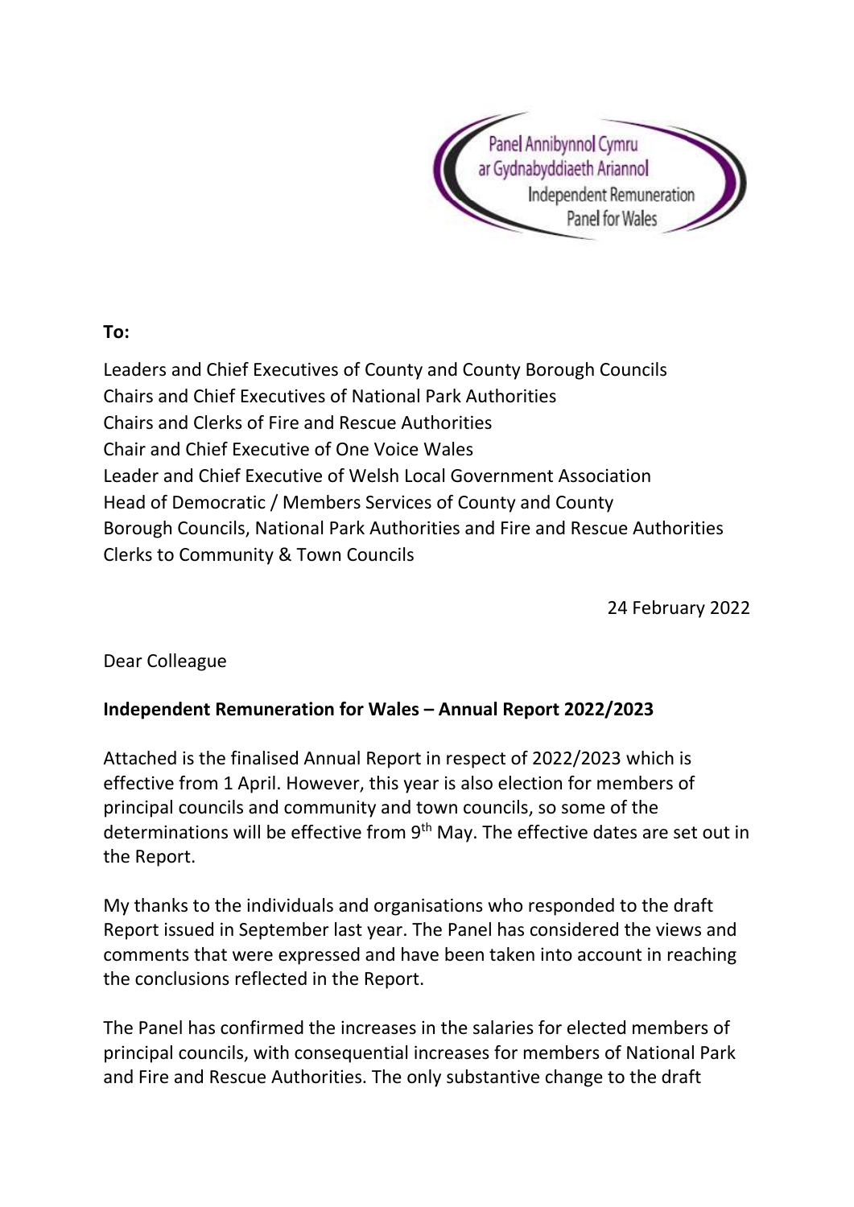Panel Annibynnol Cymru ar Gydnabyddiaeth Ariannol
Independent Remuneration Panel for Wales

**To:**

Leaders and Chief Executives of County and County Borough Councils
Chairs and Chief Executives of National Park Authorities
Chairs and Clerks of Fire and Rescue Authorities
Chair and Chief Executive of One Voice Wales
Leader and Chief Executive of Welsh Local Government Association
Head of Democratic / Members Services of County and County Borough Councils, National Park Authorities and Fire and Rescue Authorities
Clerks to Community & Town Councils

24 February 2022

Dear Colleague

**Independent Remuneration for Wales – Annual Report 2022/2023**

Attached is the finalised Annual Report in respect of 2022/2023 which is effective from 1 April. However, this year is also election for members of principal councils and community and town councils, so some of the determinations will be effective from 9th May. The effective dates are set out in the Report.

My thanks to the individuals and organisations who responded to the draft Report issued in September last year. The Panel has considered the views and comments that were expressed and have been taken into account in reaching the conclusions reflected in the Report.

The Panel has confirmed the increases in the salaries for elected members of principal councils, with consequential increases for members of National Park and Fire and Rescue Authorities. The only substantive change to the draft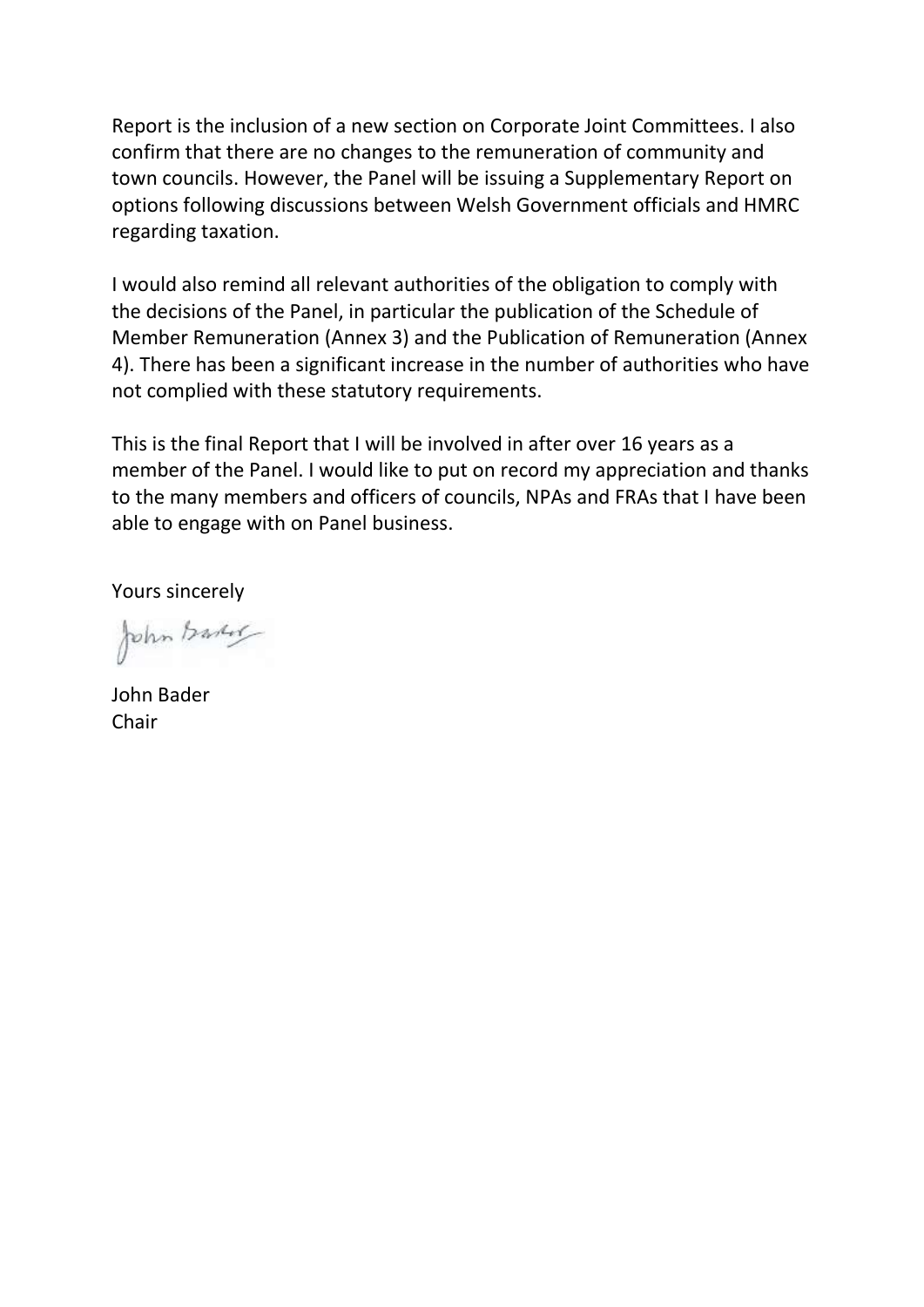Report is the inclusion of a new section on Corporate Joint Committees. I also confirm that there are no changes to the remuneration of community and town councils. However, the Panel will be issuing a Supplementary Report on options following discussions between Welsh Government officials and HMRC regarding taxation.

I would also remind all relevant authorities of the obligation to comply with the decisions of the Panel, in particular the publication of the Schedule of Member Remuneration (Annex 3) and the Publication of Remuneration (Annex 4). There has been a significant increase in the number of authorities who have not complied with these statutory requirements.

This is the final Report that I will be involved in after over 16 years as a member of the Panel. I would like to put on record my appreciation and thanks to the many members and officers of councils, NPAs and FRAs that I have been able to engage with on Panel business.

Yours sincerely

John Bader
Chair